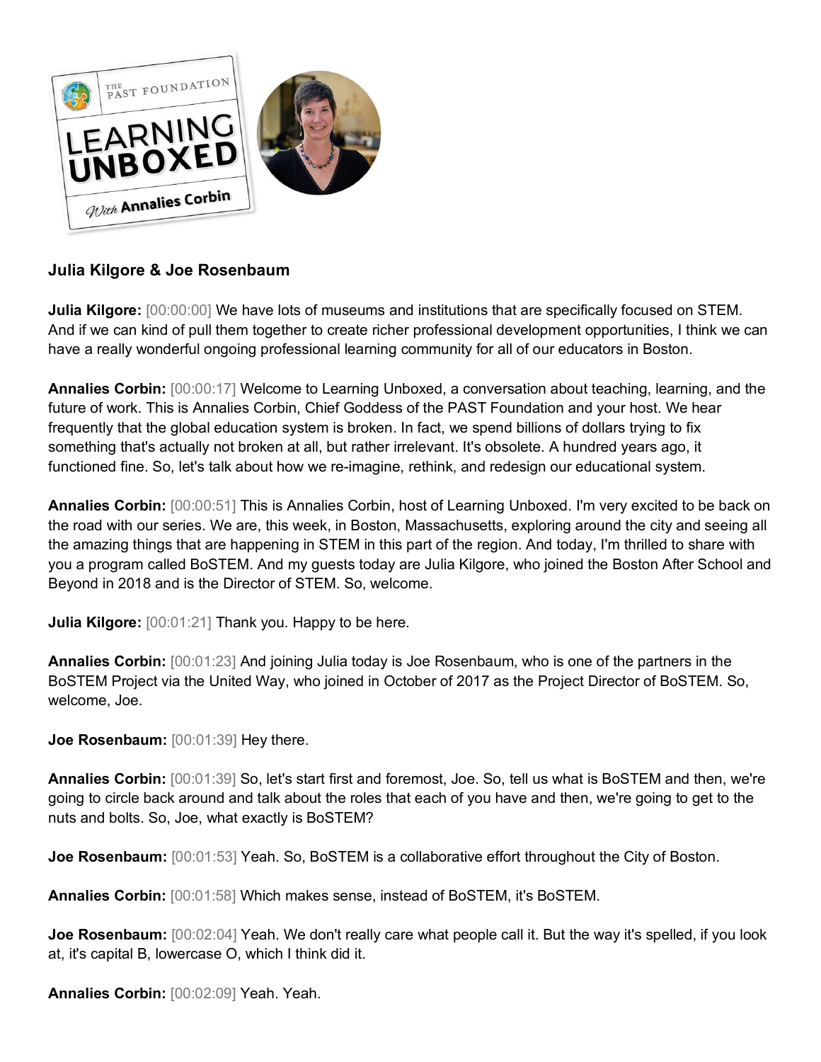**Julia Kilgore & Joe Rosenbaum**

**Julia Kilgore:** [00:00:00] We have lots of museums and institutions that are specifically focused on STEM. And if we can kind of pull them together to create richer professional development opportunities, I think we can have a really wonderful ongoing professional learning community for all of our educators in Boston.

**Annalies Corbin:** [00:00:17] Welcome to Learning Unboxed, a conversation about teaching, learning, and the future of work. This is Annalies Corbin, Chief Goddess of the PAST Foundation and your host. We hear frequently that the global education system is broken. In fact, we spend billions of dollars trying to fix something that's actually not broken at all, but rather irrelevant. It's obsolete. A hundred years ago, it functioned fine. So, let's talk about how we re-imagine, rethink, and redesign our educational system.

**Annalies Corbin:** [00:00:51] This is Annalies Corbin, host of Learning Unboxed. I'm very excited to be back on the road with our series. We are, this week, in Boston, Massachusetts, exploring around the city and seeing all the amazing things that are happening in STEM in this part of the region. And today, I'm thrilled to share with you a program called BoSTEM. And my guests today are Julia Kilgore, who joined the Boston After School and Beyond in 2018 and is the Director of STEM. So, welcome.

**Julia Kilgore:** [00:01:21] Thank you. Happy to be here.

**Annalies Corbin:** [00:01:23] And joining Julia today is Joe Rosenbaum, who is one of the partners in the BoSTEM Project via the United Way, who joined in October of 2017 as the Project Director of BoSTEM. So, welcome, Joe.

**Joe Rosenbaum:** [00:01:39] Hey there.

**Annalies Corbin:** [00:01:39] So, let's start first and foremost, Joe. So, tell us what is BoSTEM and then, we're going to circle back around and talk about the roles that each of you have and then, we're going to get to the nuts and bolts. So, Joe, what exactly is BoSTEM?

**Joe Rosenbaum:** [00:01:53] Yeah. So, BoSTEM is a collaborative effort throughout the City of Boston.

**Annalies Corbin:** [00:01:58] Which makes sense, instead of BoSTEM, it's BoSTEM.

**Joe Rosenbaum:** [00:02:04] Yeah. We don't really care what people call it. But the way it's spelled, if you look at, it's capital B, lowercase O, which I think did it.

**Annalies Corbin:** [00:02:09] Yeah. Yeah.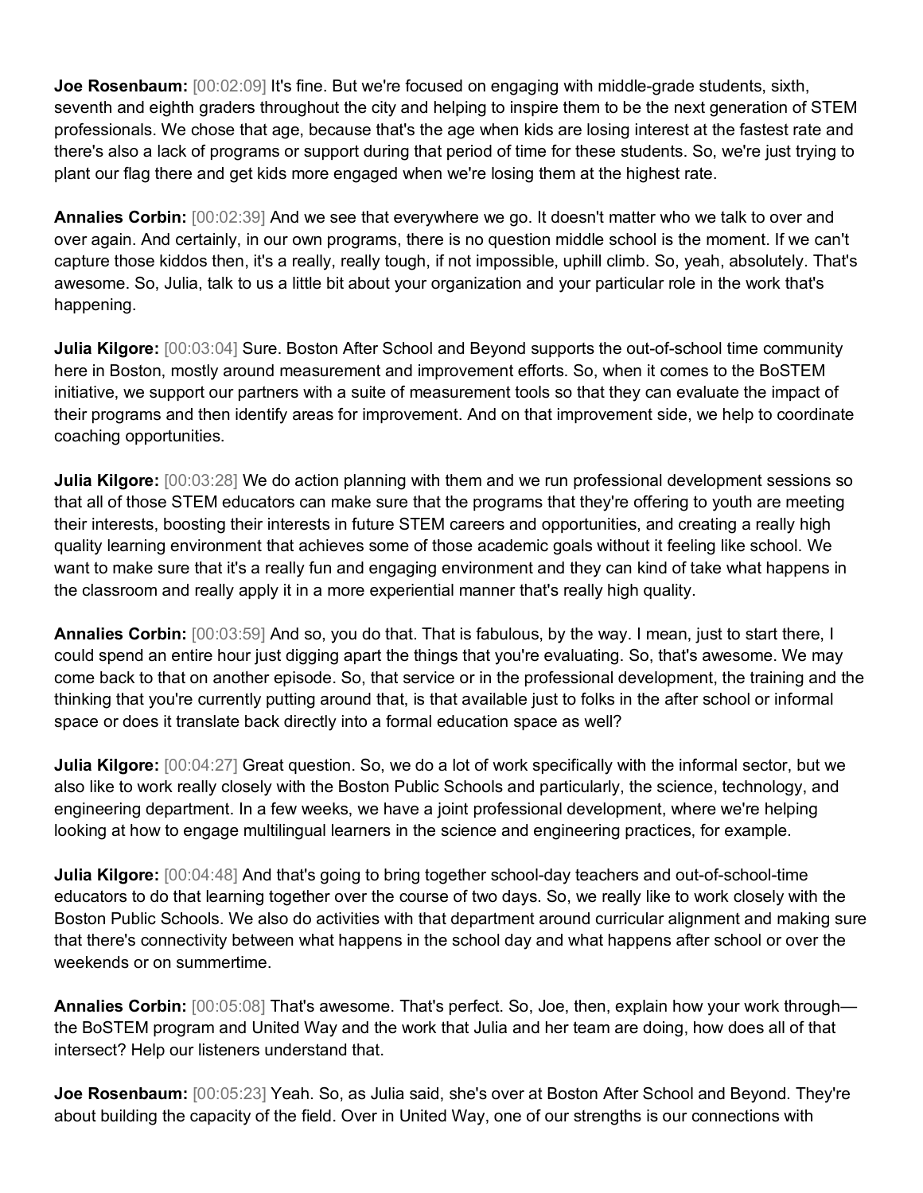**Joe Rosenbaum:** [00:02:09] It's fine. But we're focused on engaging with middle-grade students, sixth, seventh and eighth graders throughout the city and helping to inspire them to be the next generation of STEM professionals. We chose that age, because that's the age when kids are losing interest at the fastest rate and there's also a lack of programs or support during that period of time for these students. So, we're just trying to plant our flag there and get kids more engaged when we're losing them at the highest rate.

**Annalies Corbin:** [00:02:39] And we see that everywhere we go. It doesn't matter who we talk to over and over again. And certainly, in our own programs, there is no question middle school is the moment. If we can't capture those kiddos then, it's a really, really tough, if not impossible, uphill climb. So, yeah, absolutely. That's awesome. So, Julia, talk to us a little bit about your organization and your particular role in the work that's happening.

**Julia Kilgore:** [00:03:04] Sure. Boston After School and Beyond supports the out-of-school time community here in Boston, mostly around measurement and improvement efforts. So, when it comes to the BoSTEM initiative, we support our partners with a suite of measurement tools so that they can evaluate the impact of their programs and then identify areas for improvement. And on that improvement side, we help to coordinate coaching opportunities.

**Julia Kilgore:** [00:03:28] We do action planning with them and we run professional development sessions so that all of those STEM educators can make sure that the programs that they're offering to youth are meeting their interests, boosting their interests in future STEM careers and opportunities, and creating a really high quality learning environment that achieves some of those academic goals without it feeling like school. We want to make sure that it's a really fun and engaging environment and they can kind of take what happens in the classroom and really apply it in a more experiential manner that's really high quality.

**Annalies Corbin:** [00:03:59] And so, you do that. That is fabulous, by the way. I mean, just to start there, I could spend an entire hour just digging apart the things that you're evaluating. So, that's awesome. We may come back to that on another episode. So, that service or in the professional development, the training and the thinking that you're currently putting around that, is that available just to folks in the after school or informal space or does it translate back directly into a formal education space as well?

**Julia Kilgore:** [00:04:27] Great question. So, we do a lot of work specifically with the informal sector, but we also like to work really closely with the Boston Public Schools and particularly, the science, technology, and engineering department. In a few weeks, we have a joint professional development, where we're helping looking at how to engage multilingual learners in the science and engineering practices, for example.

**Julia Kilgore:** [00:04:48] And that's going to bring together school-day teachers and out-of-school-time educators to do that learning together over the course of two days. So, we really like to work closely with the Boston Public Schools. We also do activities with that department around curricular alignment and making sure that there's connectivity between what happens in the school day and what happens after school or over the weekends or on summertime.

**Annalies Corbin:** [00:05:08] That's awesome. That's perfect. So, Joe, then, explain how your work through— the BoSTEM program and United Way and the work that Julia and her team are doing, how does all of that intersect? Help our listeners understand that.

**Joe Rosenbaum:** [00:05:23] Yeah. So, as Julia said, she's over at Boston After School and Beyond. They're about building the capacity of the field. Over in United Way, one of our strengths is our connections with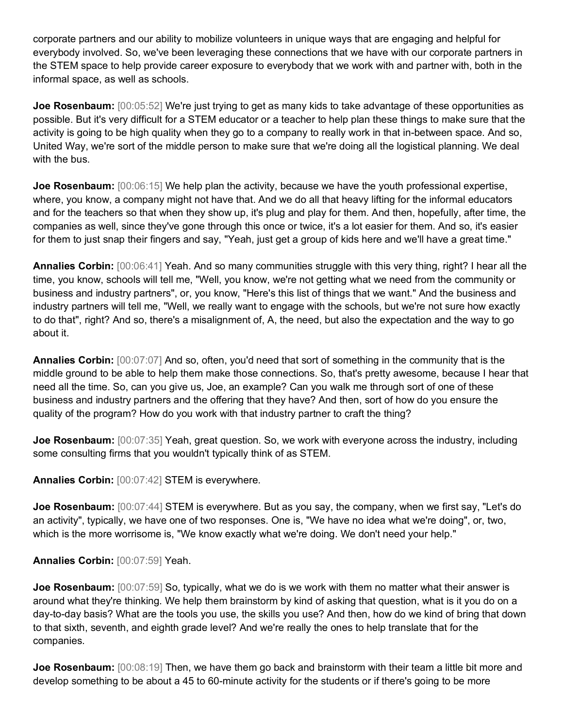corporate partners and our ability to mobilize volunteers in unique ways that are engaging and helpful for everybody involved. So, we've been leveraging these connections that we have with our corporate partners in the STEM space to help provide career exposure to everybody that we work with and partner with, both in the informal space, as well as schools.

**Joe Rosenbaum:** [00:05:52] We're just trying to get as many kids to take advantage of these opportunities as possible. But it's very difficult for a STEM educator or a teacher to help plan these things to make sure that the activity is going to be high quality when they go to a company to really work in that in-between space. And so, United Way, we're sort of the middle person to make sure that we're doing all the logistical planning. We deal with the bus.

**Joe Rosenbaum:** [00:06:15] We help plan the activity, because we have the youth professional expertise, where, you know, a company might not have that. And we do all that heavy lifting for the informal educators and for the teachers so that when they show up, it's plug and play for them. And then, hopefully, after time, the companies as well, since they've gone through this once or twice, it's a lot easier for them. And so, it's easier for them to just snap their fingers and say, "Yeah, just get a group of kids here and we'll have a great time."

**Annalies Corbin:** [00:06:41] Yeah. And so many communities struggle with this very thing, right? I hear all the time, you know, schools will tell me, "Well, you know, we're not getting what we need from the community or business and industry partners", or, you know, "Here's this list of things that we want." And the business and industry partners will tell me, "Well, we really want to engage with the schools, but we're not sure how exactly to do that", right? And so, there's a misalignment of, A, the need, but also the expectation and the way to go about it.

**Annalies Corbin:** [00:07:07] And so, often, you'd need that sort of something in the community that is the middle ground to be able to help them make those connections. So, that's pretty awesome, because I hear that need all the time. So, can you give us, Joe, an example? Can you walk me through sort of one of these business and industry partners and the offering that they have? And then, sort of how do you ensure the quality of the program? How do you work with that industry partner to craft the thing?

**Joe Rosenbaum:** [00:07:35] Yeah, great question. So, we work with everyone across the industry, including some consulting firms that you wouldn't typically think of as STEM.

**Annalies Corbin:** [00:07:42] STEM is everywhere.

**Joe Rosenbaum:** [00:07:44] STEM is everywhere. But as you say, the company, when we first say, "Let's do an activity", typically, we have one of two responses. One is, "We have no idea what we're doing", or, two, which is the more worrisome is, "We know exactly what we're doing. We don't need your help."

**Annalies Corbin:** [00:07:59] Yeah.

**Joe Rosenbaum:** [00:07:59] So, typically, what we do is we work with them no matter what their answer is around what they're thinking. We help them brainstorm by kind of asking that question, what is it you do on a day-to-day basis? What are the tools you use, the skills you use? And then, how do we kind of bring that down to that sixth, seventh, and eighth grade level? And we're really the ones to help translate that for the companies.

**Joe Rosenbaum:** [00:08:19] Then, we have them go back and brainstorm with their team a little bit more and develop something to be about a 45 to 60-minute activity for the students or if there's going to be more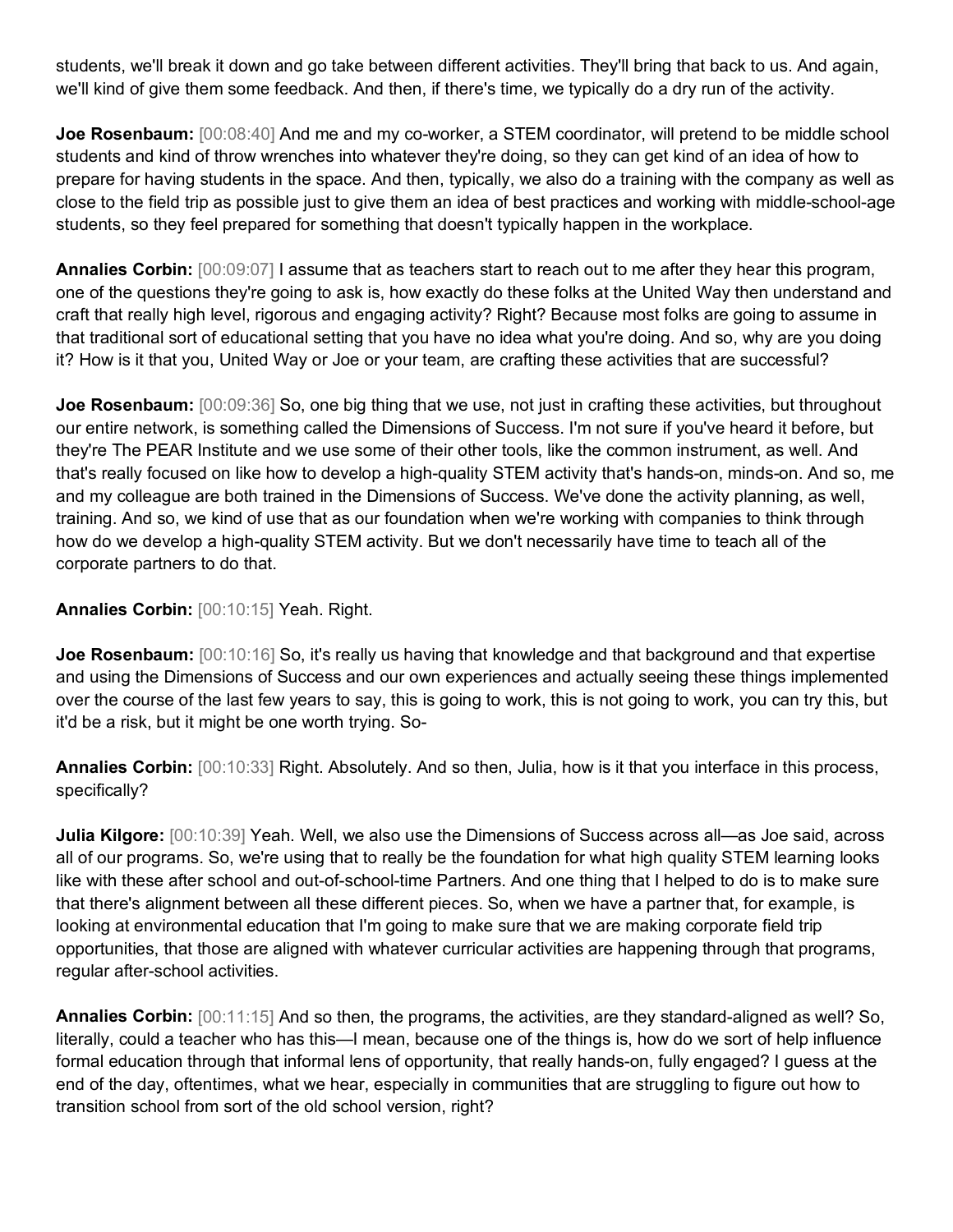students, we'll break it down and go take between different activities. They'll bring that back to us. And again, we'll kind of give them some feedback. And then, if there's time, we typically do a dry run of the activity.

**Joe Rosenbaum:** [00:08:40] And me and my co-worker, a STEM coordinator, will pretend to be middle school students and kind of throw wrenches into whatever they're doing, so they can get kind of an idea of how to prepare for having students in the space. And then, typically, we also do a training with the company as well as close to the field trip as possible just to give them an idea of best practices and working with middle-school-age students, so they feel prepared for something that doesn't typically happen in the workplace.

**Annalies Corbin:** [00:09:07] I assume that as teachers start to reach out to me after they hear this program, one of the questions they're going to ask is, how exactly do these folks at the United Way then understand and craft that really high level, rigorous and engaging activity? Right? Because most folks are going to assume in that traditional sort of educational setting that you have no idea what you're doing. And so, why are you doing it? How is it that you, United Way or Joe or your team, are crafting these activities that are successful?

**Joe Rosenbaum:** [00:09:36] So, one big thing that we use, not just in crafting these activities, but throughout our entire network, is something called the Dimensions of Success. I'm not sure if you've heard it before, but they're The PEAR Institute and we use some of their other tools, like the common instrument, as well. And that's really focused on like how to develop a high-quality STEM activity that's hands-on, minds-on. And so, me and my colleague are both trained in the Dimensions of Success. We've done the activity planning, as well, training. And so, we kind of use that as our foundation when we're working with companies to think through how do we develop a high-quality STEM activity. But we don't necessarily have time to teach all of the corporate partners to do that.

**Annalies Corbin:** [00:10:15] Yeah. Right.

**Joe Rosenbaum:** [00:10:16] So, it's really us having that knowledge and that background and that expertise and using the Dimensions of Success and our own experiences and actually seeing these things implemented over the course of the last few years to say, this is going to work, this is not going to work, you can try this, but it'd be a risk, but it might be one worth trying. So-

**Annalies Corbin:** [00:10:33] Right. Absolutely. And so then, Julia, how is it that you interface in this process, specifically?

**Julia Kilgore:** [00:10:39] Yeah. Well, we also use the Dimensions of Success across all—as Joe said, across all of our programs. So, we're using that to really be the foundation for what high quality STEM learning looks like with these after school and out-of-school-time Partners. And one thing that I helped to do is to make sure that there's alignment between all these different pieces. So, when we have a partner that, for example, is looking at environmental education that I'm going to make sure that we are making corporate field trip opportunities, that those are aligned with whatever curricular activities are happening through that programs, regular after-school activities.

**Annalies Corbin:** [00:11:15] And so then, the programs, the activities, are they standard-aligned as well? So, literally, could a teacher who has this—I mean, because one of the things is, how do we sort of help influence formal education through that informal lens of opportunity, that really hands-on, fully engaged? I guess at the end of the day, oftentimes, what we hear, especially in communities that are struggling to figure out how to transition school from sort of the old school version, right?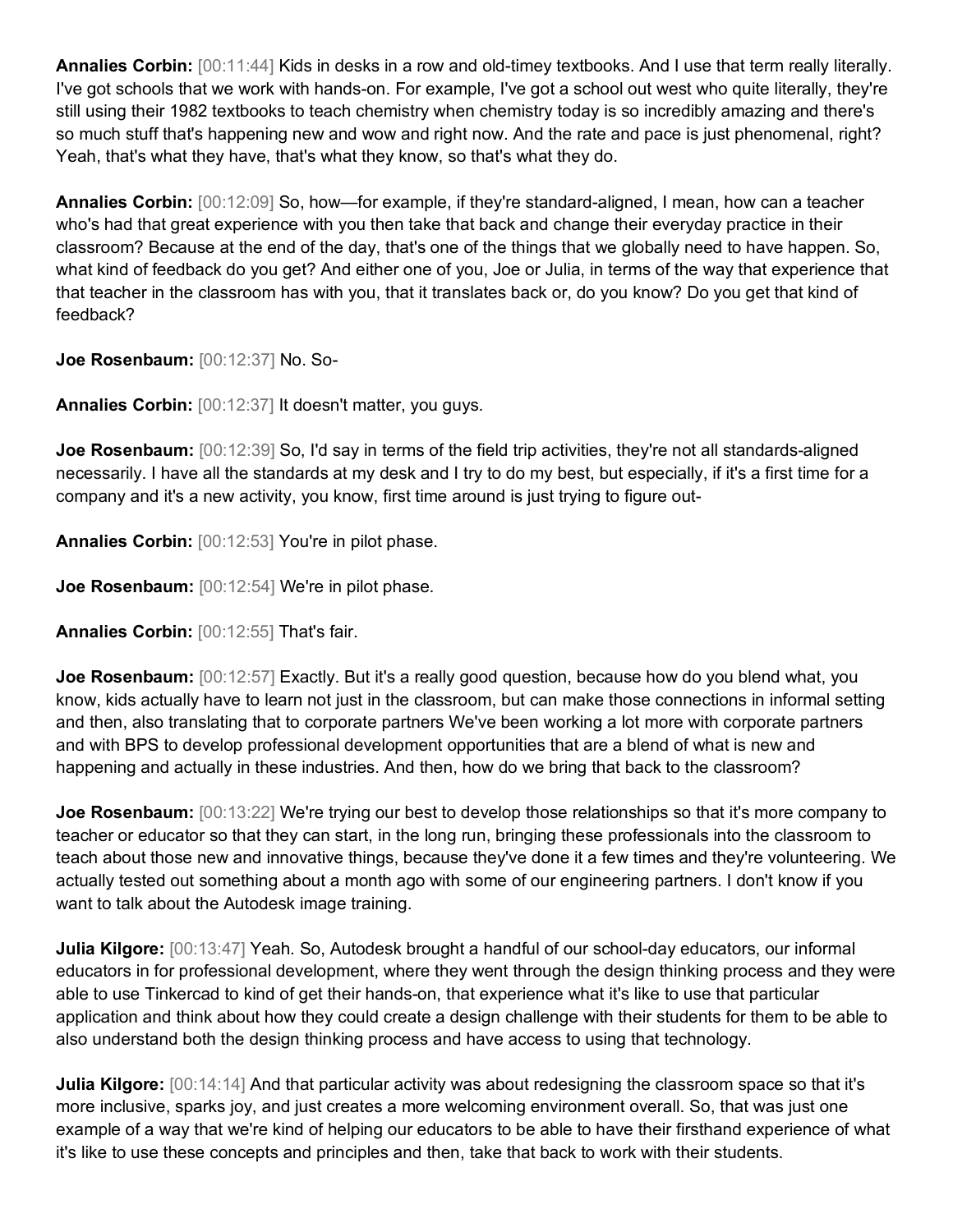**Annalies Corbin:** [00:11:44] Kids in desks in a row and old-timey textbooks. And I use that term really literally. I've got schools that we work with hands-on. For example, I've got a school out west who quite literally, they're still using their 1982 textbooks to teach chemistry when chemistry today is so incredibly amazing and there's so much stuff that's happening new and wow and right now. And the rate and pace is just phenomenal, right? Yeah, that's what they have, that's what they know, so that's what they do.

**Annalies Corbin:** [00:12:09] So, how—for example, if they're standard-aligned, I mean, how can a teacher who's had that great experience with you then take that back and change their everyday practice in their classroom? Because at the end of the day, that's one of the things that we globally need to have happen. So, what kind of feedback do you get? And either one of you, Joe or Julia, in terms of the way that experience that that teacher in the classroom has with you, that it translates back or, do you know? Do you get that kind of feedback?

**Joe Rosenbaum:** [00:12:37] No. So-

**Annalies Corbin:** [00:12:37] It doesn't matter, you guys.

**Joe Rosenbaum:** [00:12:39] So, I'd say in terms of the field trip activities, they're not all standards-aligned necessarily. I have all the standards at my desk and I try to do my best, but especially, if it's a first time for a company and it's a new activity, you know, first time around is just trying to figure out-

**Annalies Corbin:** [00:12:53] You're in pilot phase.

**Joe Rosenbaum:** [00:12:54] We're in pilot phase.

**Annalies Corbin:** [00:12:55] That's fair.

**Joe Rosenbaum:** [00:12:57] Exactly. But it's a really good question, because how do you blend what, you know, kids actually have to learn not just in the classroom, but can make those connections in informal setting and then, also translating that to corporate partners We've been working a lot more with corporate partners and with BPS to develop professional development opportunities that are a blend of what is new and happening and actually in these industries. And then, how do we bring that back to the classroom?

**Joe Rosenbaum:** [00:13:22] We're trying our best to develop those relationships so that it's more company to teacher or educator so that they can start, in the long run, bringing these professionals into the classroom to teach about those new and innovative things, because they've done it a few times and they're volunteering. We actually tested out something about a month ago with some of our engineering partners. I don't know if you want to talk about the Autodesk image training.

**Julia Kilgore:** [00:13:47] Yeah. So, Autodesk brought a handful of our school-day educators, our informal educators in for professional development, where they went through the design thinking process and they were able to use Tinkercad to kind of get their hands-on, that experience what it's like to use that particular application and think about how they could create a design challenge with their students for them to be able to also understand both the design thinking process and have access to using that technology.

**Julia Kilgore:** [00:14:14] And that particular activity was about redesigning the classroom space so that it's more inclusive, sparks joy, and just creates a more welcoming environment overall. So, that was just one example of a way that we're kind of helping our educators to be able to have their firsthand experience of what it's like to use these concepts and principles and then, take that back to work with their students.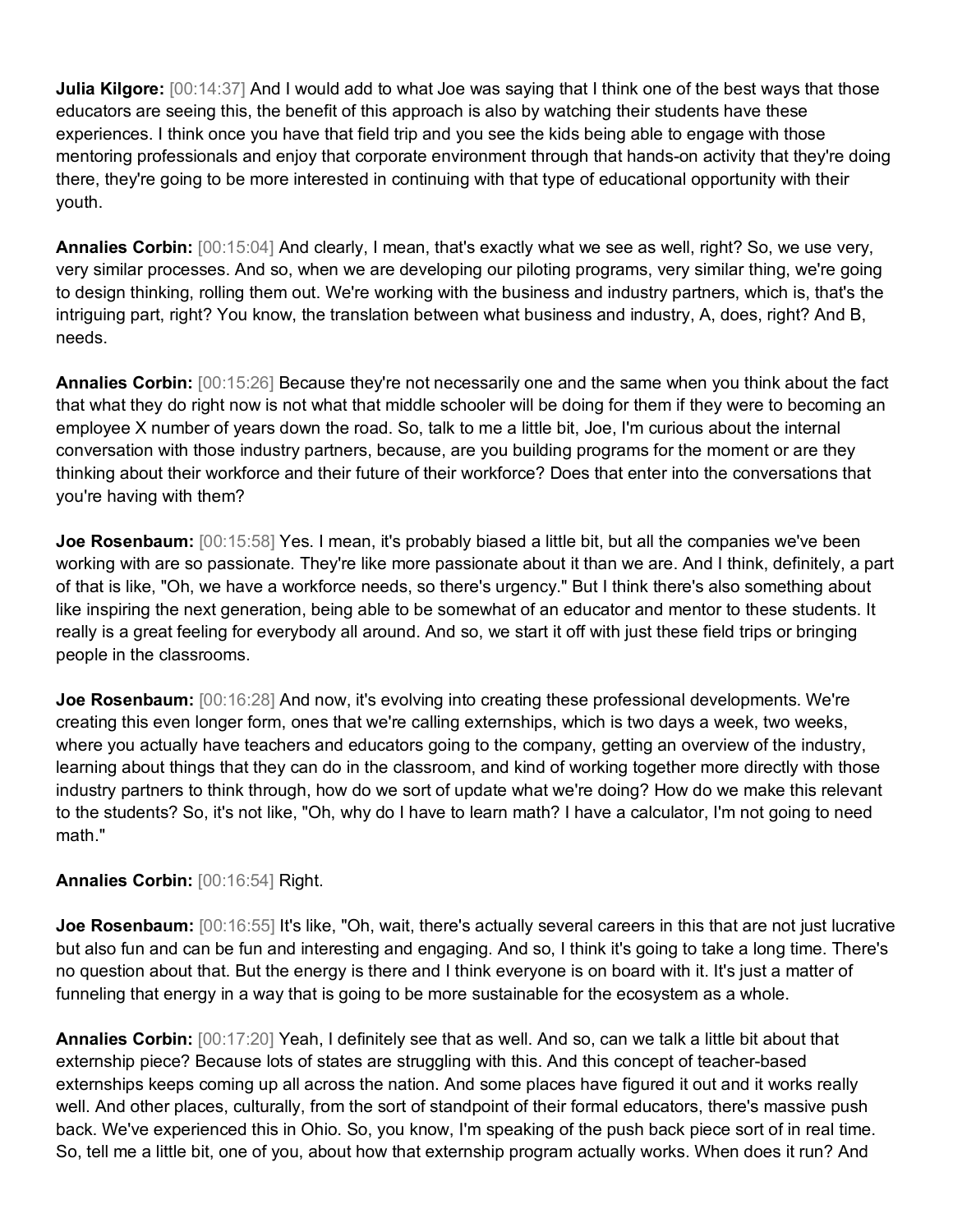**Julia Kilgore:** [00:14:37] And I would add to what Joe was saying that I think one of the best ways that those educators are seeing this, the benefit of this approach is also by watching their students have these experiences. I think once you have that field trip and you see the kids being able to engage with those mentoring professionals and enjoy that corporate environment through that hands-on activity that they're doing there, they're going to be more interested in continuing with that type of educational opportunity with their youth.

**Annalies Corbin:** [00:15:04] And clearly, I mean, that's exactly what we see as well, right? So, we use very, very similar processes. And so, when we are developing our piloting programs, very similar thing, we're going to design thinking, rolling them out. We're working with the business and industry partners, which is, that's the intriguing part, right? You know, the translation between what business and industry, A, does, right? And B, needs.

**Annalies Corbin:** [00:15:26] Because they're not necessarily one and the same when you think about the fact that what they do right now is not what that middle schooler will be doing for them if they were to becoming an employee X number of years down the road. So, talk to me a little bit, Joe, I'm curious about the internal conversation with those industry partners, because, are you building programs for the moment or are they thinking about their workforce and their future of their workforce? Does that enter into the conversations that you're having with them?

**Joe Rosenbaum:** [00:15:58] Yes. I mean, it's probably biased a little bit, but all the companies we've been working with are so passionate. They're like more passionate about it than we are. And I think, definitely, a part of that is like, "Oh, we have a workforce needs, so there's urgency." But I think there's also something about like inspiring the next generation, being able to be somewhat of an educator and mentor to these students. It really is a great feeling for everybody all around. And so, we start it off with just these field trips or bringing people in the classrooms.

**Joe Rosenbaum:** [00:16:28] And now, it's evolving into creating these professional developments. We're creating this even longer form, ones that we're calling externships, which is two days a week, two weeks, where you actually have teachers and educators going to the company, getting an overview of the industry, learning about things that they can do in the classroom, and kind of working together more directly with those industry partners to think through, how do we sort of update what we're doing? How do we make this relevant to the students? So, it's not like, "Oh, why do I have to learn math? I have a calculator, I'm not going to need math."

**Annalies Corbin:** [00:16:54] Right.

**Joe Rosenbaum:** [00:16:55] It's like, "Oh, wait, there's actually several careers in this that are not just lucrative but also fun and can be fun and interesting and engaging. And so, I think it's going to take a long time. There's no question about that. But the energy is there and I think everyone is on board with it. It's just a matter of funneling that energy in a way that is going to be more sustainable for the ecosystem as a whole.

**Annalies Corbin:** [00:17:20] Yeah, I definitely see that as well. And so, can we talk a little bit about that externship piece? Because lots of states are struggling with this. And this concept of teacher-based externships keeps coming up all across the nation. And some places have figured it out and it works really well. And other places, culturally, from the sort of standpoint of their formal educators, there's massive push back. We've experienced this in Ohio. So, you know, I'm speaking of the push back piece sort of in real time. So, tell me a little bit, one of you, about how that externship program actually works. When does it run? And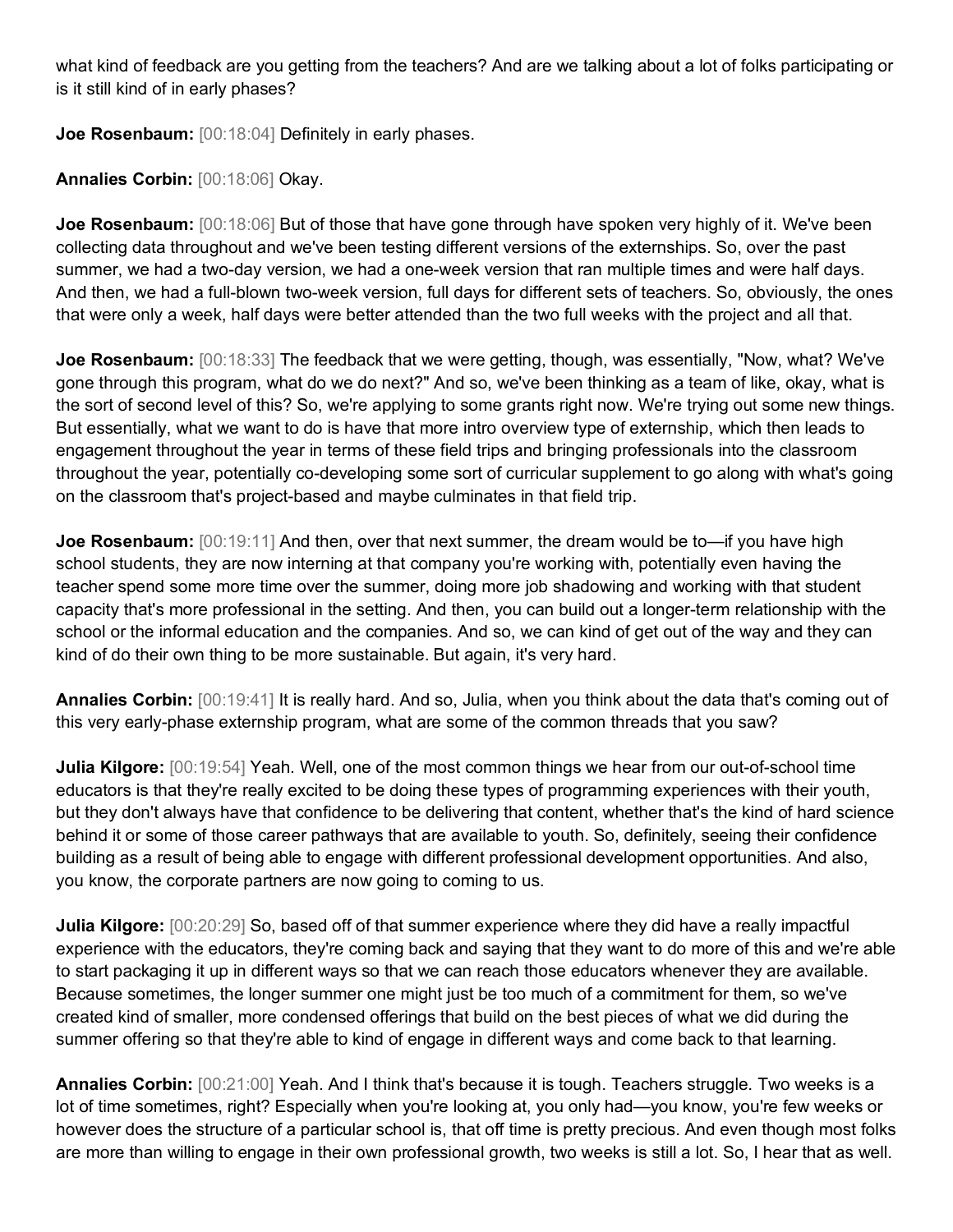what kind of feedback are you getting from the teachers? And are we talking about a lot of folks participating or is it still kind of in early phases?

**Joe Rosenbaum:** [00:18:04] Definitely in early phases.

**Annalies Corbin:** [00:18:06] Okay.

**Joe Rosenbaum:** [00:18:06] But of those that have gone through have spoken very highly of it. We've been collecting data throughout and we've been testing different versions of the externships. So, over the past summer, we had a two-day version, we had a one-week version that ran multiple times and were half days. And then, we had a full-blown two-week version, full days for different sets of teachers. So, obviously, the ones that were only a week, half days were better attended than the two full weeks with the project and all that.

**Joe Rosenbaum:** [00:18:33] The feedback that we were getting, though, was essentially, "Now, what? We've gone through this program, what do we do next?" And so, we've been thinking as a team of like, okay, what is the sort of second level of this? So, we're applying to some grants right now. We're trying out some new things. But essentially, what we want to do is have that more intro overview type of externship, which then leads to engagement throughout the year in terms of these field trips and bringing professionals into the classroom throughout the year, potentially co-developing some sort of curricular supplement to go along with what's going on the classroom that's project-based and maybe culminates in that field trip.

**Joe Rosenbaum:** [00:19:11] And then, over that next summer, the dream would be to—if you have high school students, they are now interning at that company you're working with, potentially even having the teacher spend some more time over the summer, doing more job shadowing and working with that student capacity that's more professional in the setting. And then, you can build out a longer-term relationship with the school or the informal education and the companies. And so, we can kind of get out of the way and they can kind of do their own thing to be more sustainable. But again, it's very hard.

**Annalies Corbin:** [00:19:41] It is really hard. And so, Julia, when you think about the data that's coming out of this very early-phase externship program, what are some of the common threads that you saw?

**Julia Kilgore:** [00:19:54] Yeah. Well, one of the most common things we hear from our out-of-school time educators is that they're really excited to be doing these types of programming experiences with their youth, but they don't always have that confidence to be delivering that content, whether that's the kind of hard science behind it or some of those career pathways that are available to youth. So, definitely, seeing their confidence building as a result of being able to engage with different professional development opportunities. And also, you know, the corporate partners are now going to coming to us.

**Julia Kilgore:** [00:20:29] So, based off of that summer experience where they did have a really impactful experience with the educators, they're coming back and saying that they want to do more of this and we're able to start packaging it up in different ways so that we can reach those educators whenever they are available. Because sometimes, the longer summer one might just be too much of a commitment for them, so we've created kind of smaller, more condensed offerings that build on the best pieces of what we did during the summer offering so that they're able to kind of engage in different ways and come back to that learning.

**Annalies Corbin:** [00:21:00] Yeah. And I think that's because it is tough. Teachers struggle. Two weeks is a lot of time sometimes, right? Especially when you're looking at, you only had—you know, you're few weeks or however does the structure of a particular school is, that off time is pretty precious. And even though most folks are more than willing to engage in their own professional growth, two weeks is still a lot. So, I hear that as well.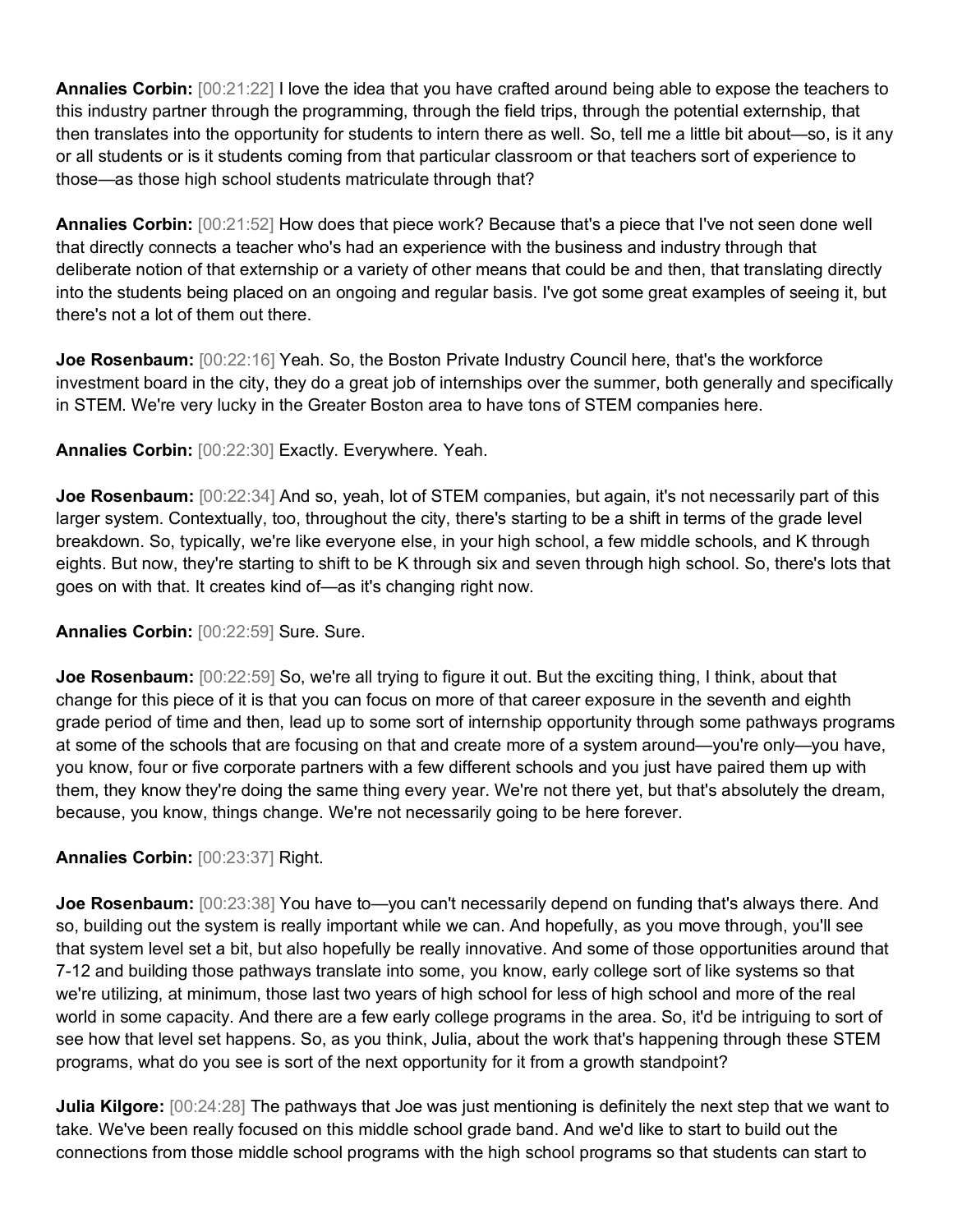**Annalies Corbin:** [00:21:22] I love the idea that you have crafted around being able to expose the teachers to this industry partner through the programming, through the field trips, through the potential externship, that then translates into the opportunity for students to intern there as well. So, tell me a little bit about—so, is it any or all students or is it students coming from that particular classroom or that teachers sort of experience to those—as those high school students matriculate through that?

**Annalies Corbin:** [00:21:52] How does that piece work? Because that's a piece that I've not seen done well that directly connects a teacher who's had an experience with the business and industry through that deliberate notion of that externship or a variety of other means that could be and then, that translating directly into the students being placed on an ongoing and regular basis. I've got some great examples of seeing it, but there's not a lot of them out there.

**Joe Rosenbaum:** [00:22:16] Yeah. So, the Boston Private Industry Council here, that's the workforce investment board in the city, they do a great job of internships over the summer, both generally and specifically in STEM. We're very lucky in the Greater Boston area to have tons of STEM companies here.

**Annalies Corbin:** [00:22:30] Exactly. Everywhere. Yeah.

**Joe Rosenbaum:** [00:22:34] And so, yeah, lot of STEM companies, but again, it's not necessarily part of this larger system. Contextually, too, throughout the city, there's starting to be a shift in terms of the grade level breakdown. So, typically, we're like everyone else, in your high school, a few middle schools, and K through eights. But now, they're starting to shift to be K through six and seven through high school. So, there's lots that goes on with that. It creates kind of—as it's changing right now.

**Annalies Corbin:** [00:22:59] Sure. Sure.

**Joe Rosenbaum:** [00:22:59] So, we're all trying to figure it out. But the exciting thing, I think, about that change for this piece of it is that you can focus on more of that career exposure in the seventh and eighth grade period of time and then, lead up to some sort of internship opportunity through some pathways programs at some of the schools that are focusing on that and create more of a system around—you're only—you have, you know, four or five corporate partners with a few different schools and you just have paired them up with them, they know they're doing the same thing every year. We're not there yet, but that's absolutely the dream, because, you know, things change. We're not necessarily going to be here forever.

**Annalies Corbin:** [00:23:37] Right.

**Joe Rosenbaum:** [00:23:38] You have to—you can't necessarily depend on funding that's always there. And so, building out the system is really important while we can. And hopefully, as you move through, you'll see that system level set a bit, but also hopefully be really innovative. And some of those opportunities around that 7-12 and building those pathways translate into some, you know, early college sort of like systems so that we're utilizing, at minimum, those last two years of high school for less of high school and more of the real world in some capacity. And there are a few early college programs in the area. So, it'd be intriguing to sort of see how that level set happens. So, as you think, Julia, about the work that's happening through these STEM programs, what do you see is sort of the next opportunity for it from a growth standpoint?

**Julia Kilgore:** [00:24:28] The pathways that Joe was just mentioning is definitely the next step that we want to take. We've been really focused on this middle school grade band. And we'd like to start to build out the connections from those middle school programs with the high school programs so that students can start to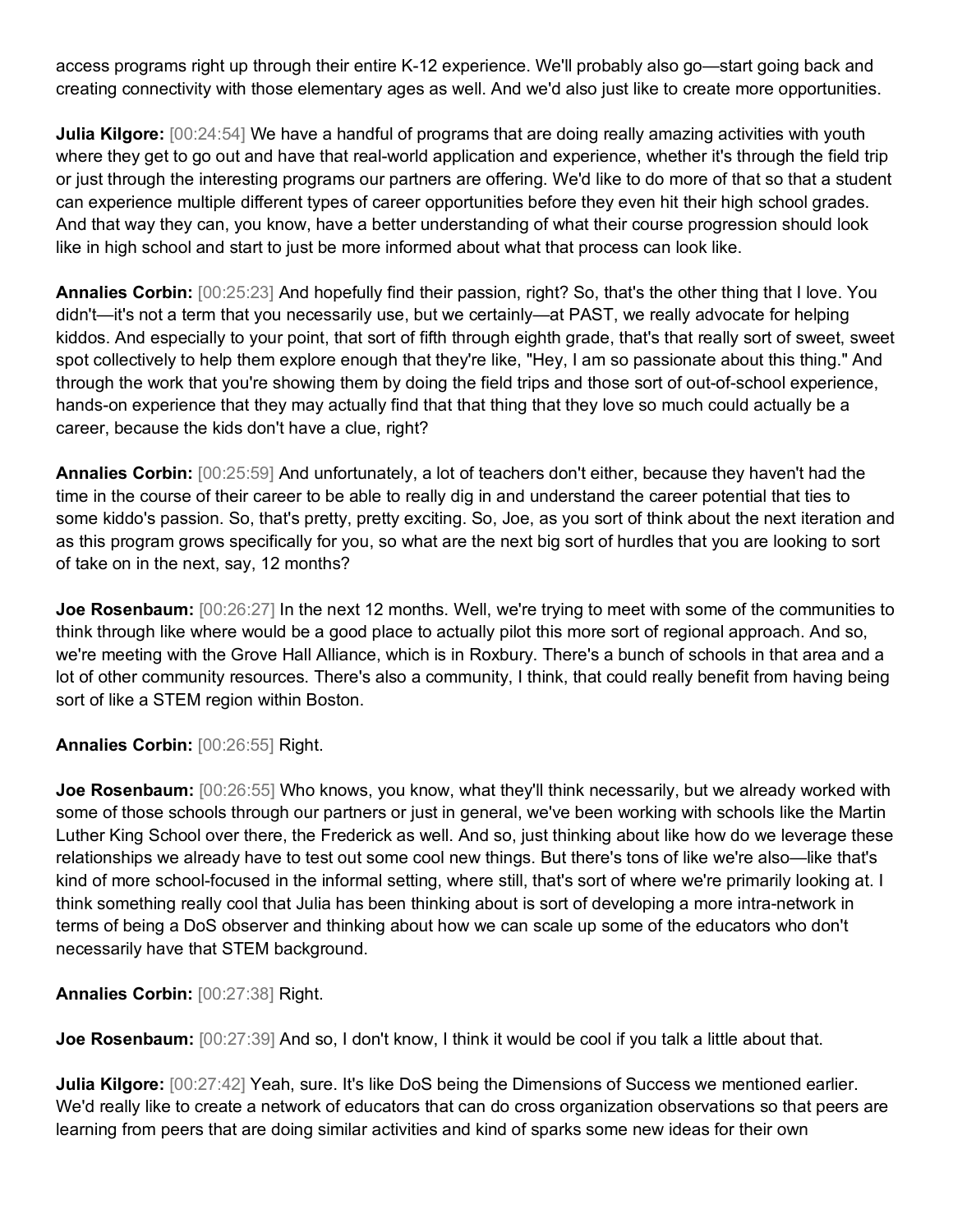access programs right up through their entire K-12 experience. We'll probably also go—start going back and creating connectivity with those elementary ages as well. And we'd also just like to create more opportunities.

**Julia Kilgore:** [00:24:54] We have a handful of programs that are doing really amazing activities with youth where they get to go out and have that real-world application and experience, whether it's through the field trip or just through the interesting programs our partners are offering. We'd like to do more of that so that a student can experience multiple different types of career opportunities before they even hit their high school grades. And that way they can, you know, have a better understanding of what their course progression should look like in high school and start to just be more informed about what that process can look like.

**Annalies Corbin:** [00:25:23] And hopefully find their passion, right? So, that's the other thing that I love. You didn't—it's not a term that you necessarily use, but we certainly—at PAST, we really advocate for helping kiddos. And especially to your point, that sort of fifth through eighth grade, that's that really sort of sweet, sweet spot collectively to help them explore enough that they're like, "Hey, I am so passionate about this thing." And through the work that you're showing them by doing the field trips and those sort of out-of-school experience, hands-on experience that they may actually find that that thing that they love so much could actually be a career, because the kids don't have a clue, right?

**Annalies Corbin:** [00:25:59] And unfortunately, a lot of teachers don't either, because they haven't had the time in the course of their career to be able to really dig in and understand the career potential that ties to some kiddo's passion. So, that's pretty, pretty exciting. So, Joe, as you sort of think about the next iteration and as this program grows specifically for you, so what are the next big sort of hurdles that you are looking to sort of take on in the next, say, 12 months?

**Joe Rosenbaum:** [00:26:27] In the next 12 months. Well, we're trying to meet with some of the communities to think through like where would be a good place to actually pilot this more sort of regional approach. And so, we're meeting with the Grove Hall Alliance, which is in Roxbury. There's a bunch of schools in that area and a lot of other community resources. There's also a community, I think, that could really benefit from having being sort of like a STEM region within Boston.

**Annalies Corbin:** [00:26:55] Right.

**Joe Rosenbaum:** [00:26:55] Who knows, you know, what they'll think necessarily, but we already worked with some of those schools through our partners or just in general, we've been working with schools like the Martin Luther King School over there, the Frederick as well. And so, just thinking about like how do we leverage these relationships we already have to test out some cool new things. But there's tons of like we're also—like that's kind of more school-focused in the informal setting, where still, that's sort of where we're primarily looking at. I think something really cool that Julia has been thinking about is sort of developing a more intra-network in terms of being a DoS observer and thinking about how we can scale up some of the educators who don't necessarily have that STEM background.

**Annalies Corbin:** [00:27:38] Right.

**Joe Rosenbaum:** [00:27:39] And so, I don't know, I think it would be cool if you talk a little about that.

**Julia Kilgore:** [00:27:42] Yeah, sure. It's like DoS being the Dimensions of Success we mentioned earlier. We'd really like to create a network of educators that can do cross organization observations so that peers are learning from peers that are doing similar activities and kind of sparks some new ideas for their own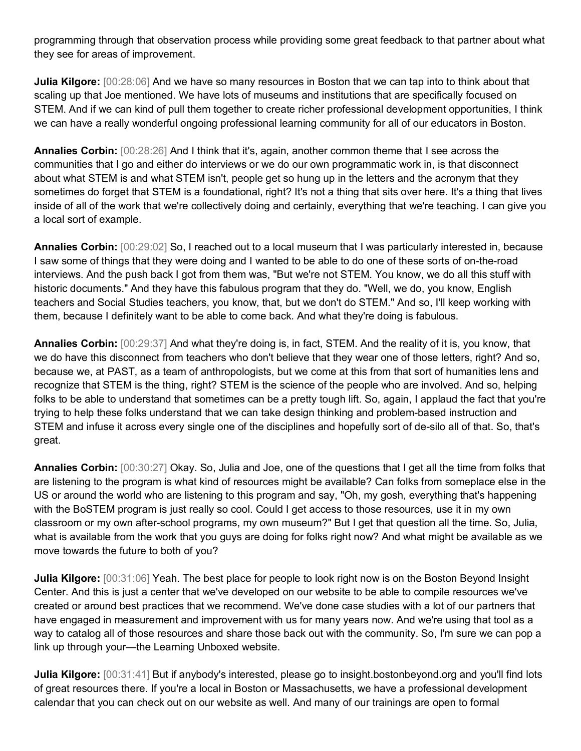programming through that observation process while providing some great feedback to that partner about what they see for areas of improvement.

**Julia Kilgore:** [00:28:06] And we have so many resources in Boston that we can tap into to think about that scaling up that Joe mentioned. We have lots of museums and institutions that are specifically focused on STEM. And if we can kind of pull them together to create richer professional development opportunities, I think we can have a really wonderful ongoing professional learning community for all of our educators in Boston.

**Annalies Corbin:** [00:28:26] And I think that it's, again, another common theme that I see across the communities that I go and either do interviews or we do our own programmatic work in, is that disconnect about what STEM is and what STEM isn't, people get so hung up in the letters and the acronym that they sometimes do forget that STEM is a foundational, right? It's not a thing that sits over here. It's a thing that lives inside of all of the work that we're collectively doing and certainly, everything that we're teaching. I can give you a local sort of example.

**Annalies Corbin:** [00:29:02] So, I reached out to a local museum that I was particularly interested in, because I saw some of things that they were doing and I wanted to be able to do one of these sorts of on-the-road interviews. And the push back I got from them was, "But we're not STEM. You know, we do all this stuff with historic documents." And they have this fabulous program that they do. "Well, we do, you know, English teachers and Social Studies teachers, you know, that, but we don't do STEM." And so, I'll keep working with them, because I definitely want to be able to come back. And what they're doing is fabulous.

**Annalies Corbin:** [00:29:37] And what they're doing is, in fact, STEM. And the reality of it is, you know, that we do have this disconnect from teachers who don't believe that they wear one of those letters, right? And so, because we, at PAST, as a team of anthropologists, but we come at this from that sort of humanities lens and recognize that STEM is the thing, right? STEM is the science of the people who are involved. And so, helping folks to be able to understand that sometimes can be a pretty tough lift. So, again, I applaud the fact that you're trying to help these folks understand that we can take design thinking and problem-based instruction and STEM and infuse it across every single one of the disciplines and hopefully sort of de-silo all of that. So, that's great.

**Annalies Corbin:** [00:30:27] Okay. So, Julia and Joe, one of the questions that I get all the time from folks that are listening to the program is what kind of resources might be available? Can folks from someplace else in the US or around the world who are listening to this program and say, "Oh, my gosh, everything that's happening with the BoSTEM program is just really so cool. Could I get access to those resources, use it in my own classroom or my own after-school programs, my own museum?" But I get that question all the time. So, Julia, what is available from the work that you guys are doing for folks right now? And what might be available as we move towards the future to both of you?

**Julia Kilgore:** [00:31:06] Yeah. The best place for people to look right now is on the Boston Beyond Insight Center. And this is just a center that we've developed on our website to be able to compile resources we've created or around best practices that we recommend. We've done case studies with a lot of our partners that have engaged in measurement and improvement with us for many years now. And we're using that tool as a way to catalog all of those resources and share those back out with the community. So, I'm sure we can pop a link up through your—the Learning Unboxed website.

**Julia Kilgore:** [00:31:41] But if anybody's interested, please go to insight.bostonbeyond.org and you'll find lots of great resources there. If you're a local in Boston or Massachusetts, we have a professional development calendar that you can check out on our website as well. And many of our trainings are open to formal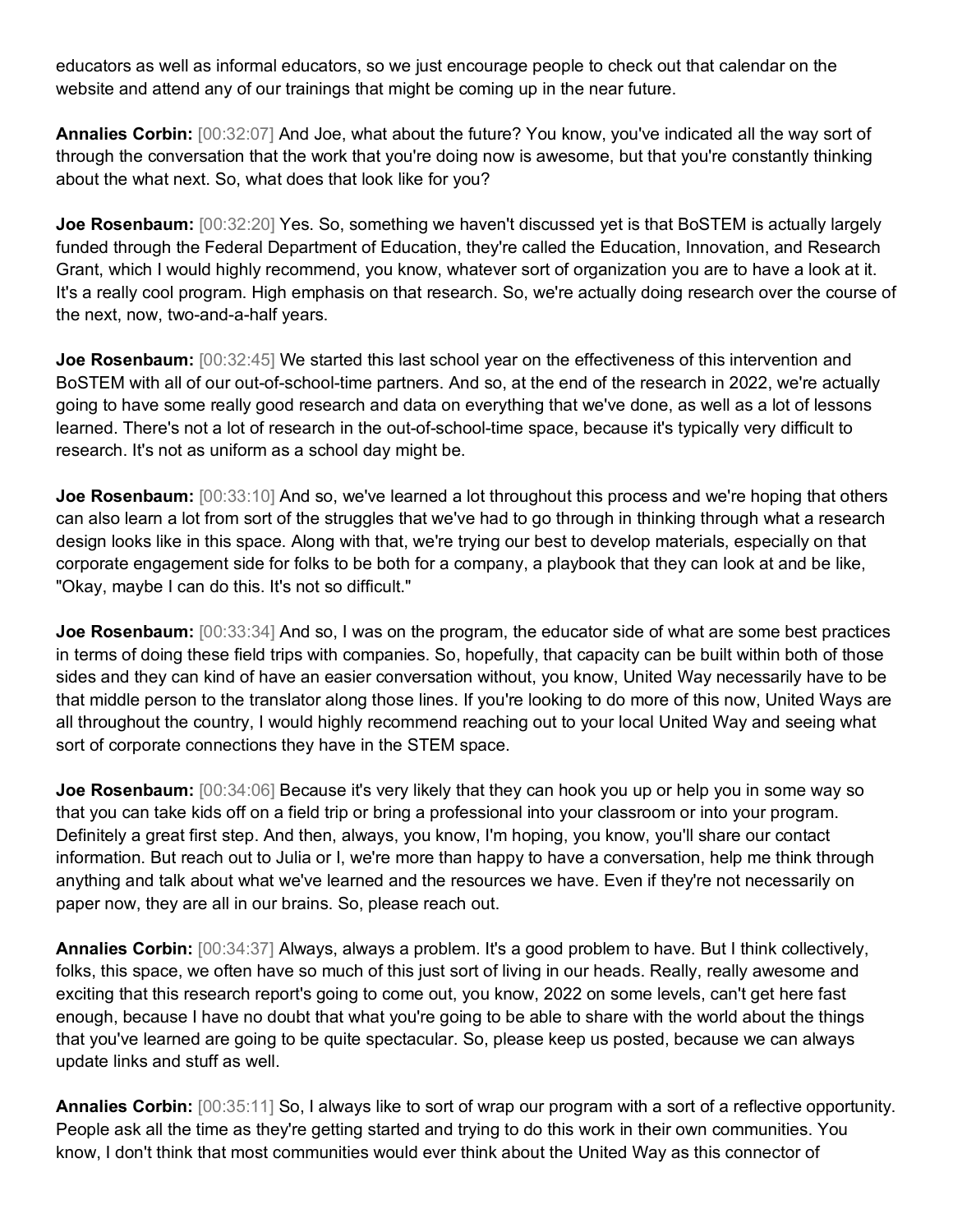educators as well as informal educators, so we just encourage people to check out that calendar on the website and attend any of our trainings that might be coming up in the near future.

**Annalies Corbin:** [00:32:07] And Joe, what about the future? You know, you've indicated all the way sort of through the conversation that the work that you're doing now is awesome, but that you're constantly thinking about the what next. So, what does that look like for you?

**Joe Rosenbaum:** [00:32:20] Yes. So, something we haven't discussed yet is that BoSTEM is actually largely funded through the Federal Department of Education, they're called the Education, Innovation, and Research Grant, which I would highly recommend, you know, whatever sort of organization you are to have a look at it. It's a really cool program. High emphasis on that research. So, we're actually doing research over the course of the next, now, two-and-a-half years.

**Joe Rosenbaum:** [00:32:45] We started this last school year on the effectiveness of this intervention and BoSTEM with all of our out-of-school-time partners. And so, at the end of the research in 2022, we're actually going to have some really good research and data on everything that we've done, as well as a lot of lessons learned. There's not a lot of research in the out-of-school-time space, because it's typically very difficult to research. It's not as uniform as a school day might be.

**Joe Rosenbaum:** [00:33:10] And so, we've learned a lot throughout this process and we're hoping that others can also learn a lot from sort of the struggles that we've had to go through in thinking through what a research design looks like in this space. Along with that, we're trying our best to develop materials, especially on that corporate engagement side for folks to be both for a company, a playbook that they can look at and be like, "Okay, maybe I can do this. It's not so difficult."

**Joe Rosenbaum:** [00:33:34] And so, I was on the program, the educator side of what are some best practices in terms of doing these field trips with companies. So, hopefully, that capacity can be built within both of those sides and they can kind of have an easier conversation without, you know, United Way necessarily have to be that middle person to the translator along those lines. If you're looking to do more of this now, United Ways are all throughout the country, I would highly recommend reaching out to your local United Way and seeing what sort of corporate connections they have in the STEM space.

**Joe Rosenbaum:** [00:34:06] Because it's very likely that they can hook you up or help you in some way so that you can take kids off on a field trip or bring a professional into your classroom or into your program. Definitely a great first step. And then, always, you know, I'm hoping, you know, you'll share our contact information. But reach out to Julia or I, we're more than happy to have a conversation, help me think through anything and talk about what we've learned and the resources we have. Even if they're not necessarily on paper now, they are all in our brains. So, please reach out.

**Annalies Corbin:** [00:34:37] Always, always a problem. It's a good problem to have. But I think collectively, folks, this space, we often have so much of this just sort of living in our heads. Really, really awesome and exciting that this research report's going to come out, you know, 2022 on some levels, can't get here fast enough, because I have no doubt that what you're going to be able to share with the world about the things that you've learned are going to be quite spectacular. So, please keep us posted, because we can always update links and stuff as well.

**Annalies Corbin:** [00:35:11] So, I always like to sort of wrap our program with a sort of a reflective opportunity. People ask all the time as they're getting started and trying to do this work in their own communities. You know, I don't think that most communities would ever think about the United Way as this connector of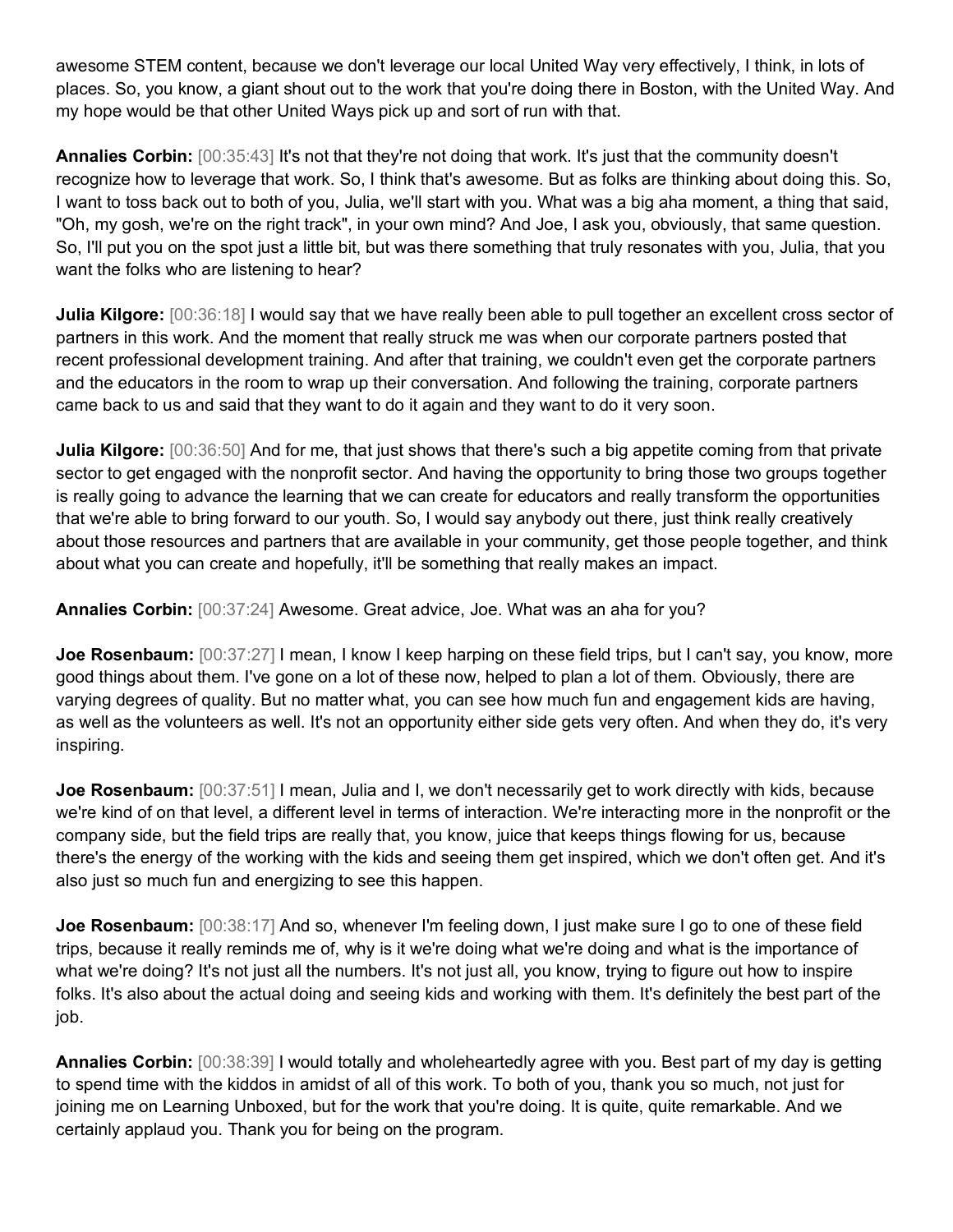awesome STEM content, because we don't leverage our local United Way very effectively, I think, in lots of places. So, you know, a giant shout out to the work that you're doing there in Boston, with the United Way. And my hope would be that other United Ways pick up and sort of run with that.

**Annalies Corbin:** [00:35:43] It's not that they're not doing that work. It's just that the community doesn't recognize how to leverage that work. So, I think that's awesome. But as folks are thinking about doing this. So, I want to toss back out to both of you, Julia, we'll start with you. What was a big aha moment, a thing that said, "Oh, my gosh, we're on the right track", in your own mind? And Joe, I ask you, obviously, that same question. So, I'll put you on the spot just a little bit, but was there something that truly resonates with you, Julia, that you want the folks who are listening to hear?

**Julia Kilgore:** [00:36:18] I would say that we have really been able to pull together an excellent cross sector of partners in this work. And the moment that really struck me was when our corporate partners posted that recent professional development training. And after that training, we couldn't even get the corporate partners and the educators in the room to wrap up their conversation. And following the training, corporate partners came back to us and said that they want to do it again and they want to do it very soon.

**Julia Kilgore:** [00:36:50] And for me, that just shows that there's such a big appetite coming from that private sector to get engaged with the nonprofit sector. And having the opportunity to bring those two groups together is really going to advance the learning that we can create for educators and really transform the opportunities that we're able to bring forward to our youth. So, I would say anybody out there, just think really creatively about those resources and partners that are available in your community, get those people together, and think about what you can create and hopefully, it'll be something that really makes an impact.

**Annalies Corbin:** [00:37:24] Awesome. Great advice, Joe. What was an aha for you?

**Joe Rosenbaum:** [00:37:27] I mean, I know I keep harping on these field trips, but I can't say, you know, more good things about them. I've gone on a lot of these now, helped to plan a lot of them. Obviously, there are varying degrees of quality. But no matter what, you can see how much fun and engagement kids are having, as well as the volunteers as well. It's not an opportunity either side gets very often. And when they do, it's very inspiring.

**Joe Rosenbaum:** [00:37:51] I mean, Julia and I, we don't necessarily get to work directly with kids, because we're kind of on that level, a different level in terms of interaction. We're interacting more in the nonprofit or the company side, but the field trips are really that, you know, juice that keeps things flowing for us, because there's the energy of the working with the kids and seeing them get inspired, which we don't often get. And it's also just so much fun and energizing to see this happen.

**Joe Rosenbaum:** [00:38:17] And so, whenever I'm feeling down, I just make sure I go to one of these field trips, because it really reminds me of, why is it we're doing what we're doing and what is the importance of what we're doing? It's not just all the numbers. It's not just all, you know, trying to figure out how to inspire folks. It's also about the actual doing and seeing kids and working with them. It's definitely the best part of the job.

**Annalies Corbin:** [00:38:39] I would totally and wholeheartedly agree with you. Best part of my day is getting to spend time with the kiddos in amidst of all of this work. To both of you, thank you so much, not just for joining me on Learning Unboxed, but for the work that you're doing. It is quite, quite remarkable. And we certainly applaud you. Thank you for being on the program.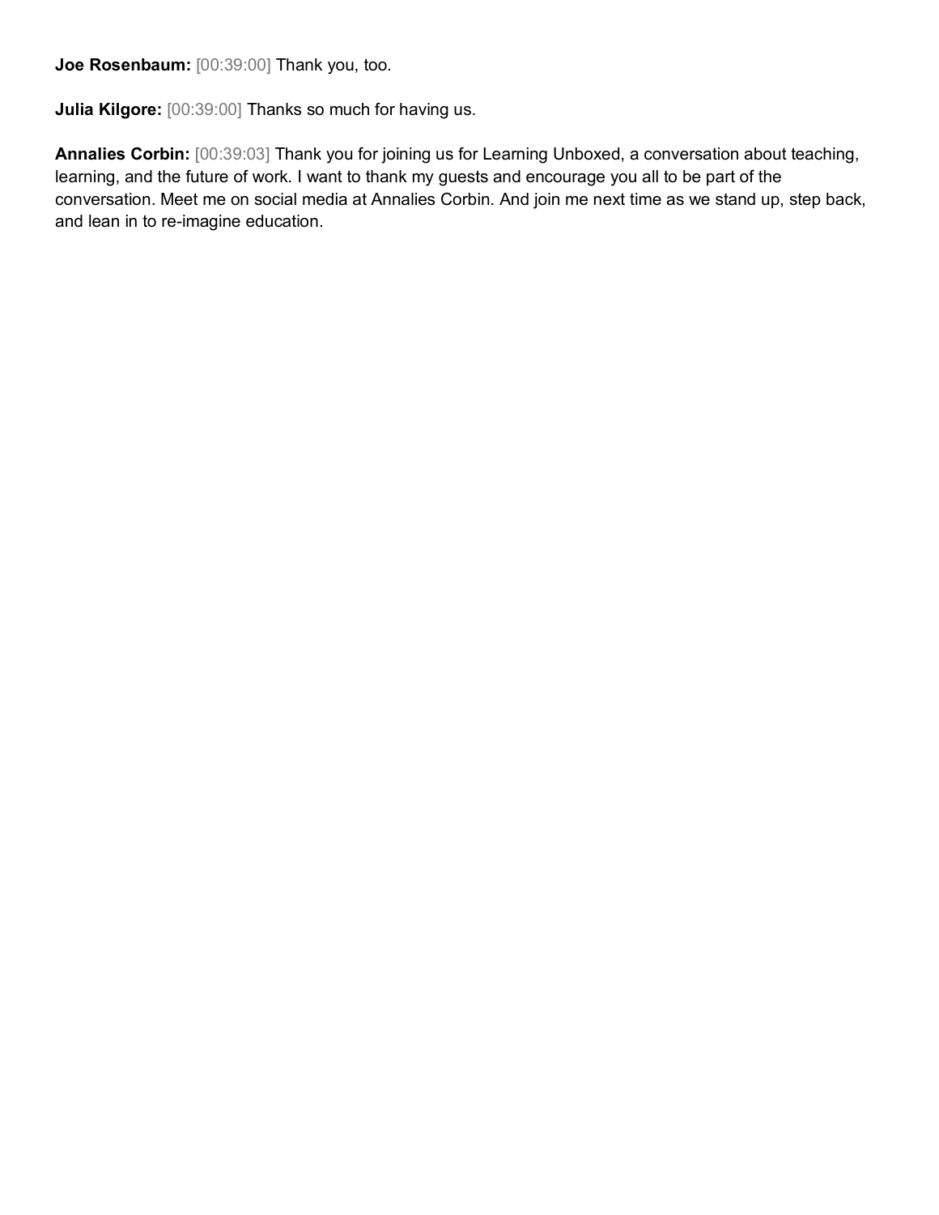**Joe Rosenbaum:** [00:39:00] Thank you, too.

**Julia Kilgore:** [00:39:00] Thanks so much for having us.

**Annalies Corbin:** [00:39:03] Thank you for joining us for Learning Unboxed, a conversation about teaching, learning, and the future of work. I want to thank my guests and encourage you all to be part of the conversation. Meet me on social media at Annalies Corbin. And join me next time as we stand up, step back, and lean in to re-imagine education.